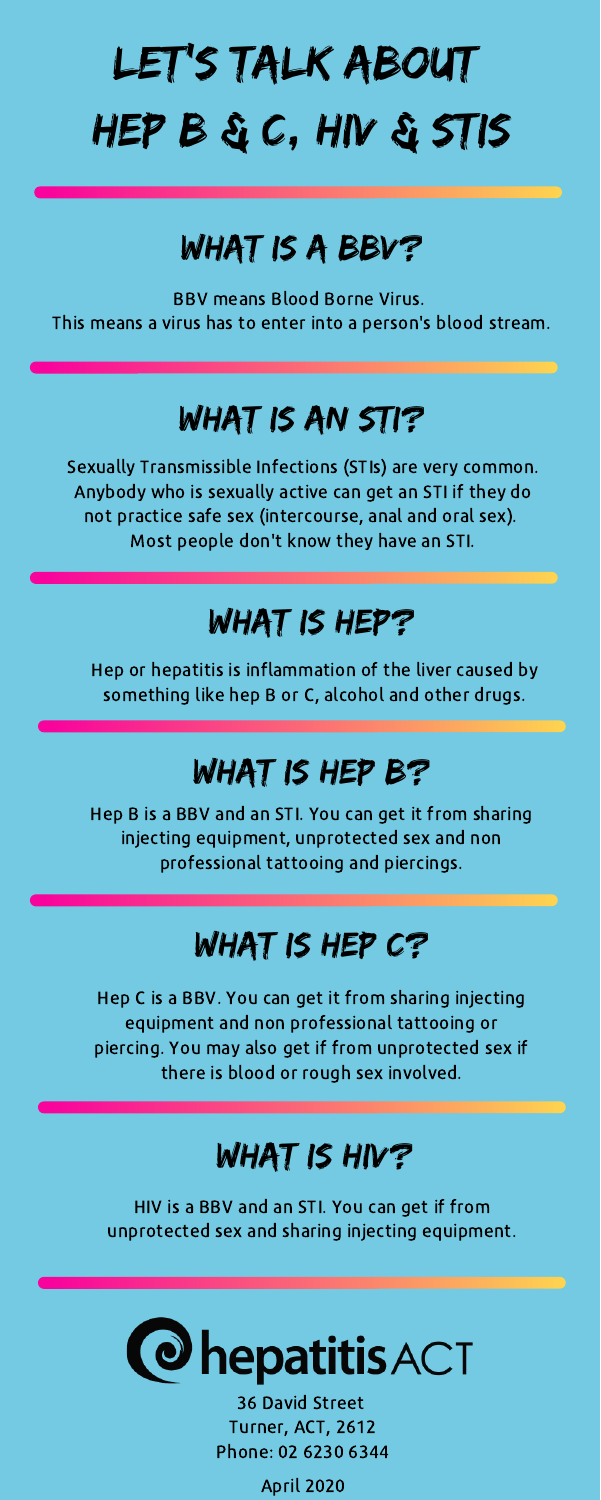# LET'S TALK ABOUT HEP B & C, HIV & STIS

## WHAT IS A BBV?

BBV means Blood Borne Virus.
This means a virus has to enter into a person's blood stream.

## WHAT IS AN STI?

Sexually Transmissible Infections (STIs) are very common. Anybody who is sexually active can get an STI if they do not practice safe sex (intercourse, anal and oral sex). Most people don't know they have an STI.

## WHAT IS HEP?

Hep or hepatitis is inflammation of the liver caused by something like hep B or C, alcohol and other drugs.

## WHAT IS HEP B?

Hep B is a BBV and an STI. You can get it from sharing injecting equipment, unprotected sex and non professional tattooing and piercings.

## WHAT IS HEP C?

Hep C is a BBV. You can get it from sharing injecting equipment and non professional tattooing or piercing. You may also get if from unprotected sex if there is blood or rough sex involved.

## WHAT IS HIV?

HIV is a BBV and an STI. You can get if from unprotected sex and sharing injecting equipment.

hepatitis ACT

36 David Street
Turner, ACT, 2612
Phone: 02 6230 6344

April 2020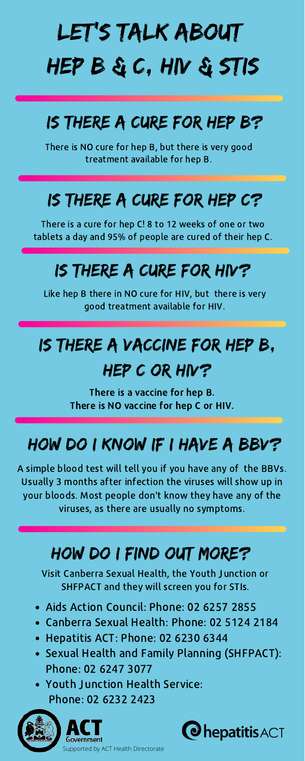# LET'S TALK ABOUT HEP B & C, HIV & STIS

## IS THERE A CURE FOR HEP B?

There is NO cure for hep B, but there is very good treatment available for hep B.

## IS THERE A CURE FOR HEP C?

There is a cure for hep C! 8 to 12 weeks of one or two tablets a day and 95% of people are cured of their hep C.

## IS THERE A CURE FOR HIV?

Like hep B there in NO cure for HIV, but there is very good treatment available for HIV.

## IS THERE A VACCINE FOR HEP B, HEP C OR HIV?

**There is a vaccine for hep B.**
**There is NO vaccine for hep C or HIV.**

## HOW DO I KNOW IF I HAVE A BBV?

A simple blood test will tell you if you have any of the BBVs. Usually 3 months after infection the viruses will show up in your bloods. Most people don't know they have any of the viruses, as there are usually no symptoms.

## HOW DO I FIND OUT MORE?

Visit Canberra Sexual Health, the Youth Junction or SHFPACT and they will screen you for STIs.

- Aids Action Council: Phone: 02 6257 2855
- Canberra Sexual Health: Phone: 02 5124 2184
- Hepatitis ACT: Phone: 02 6230 6344
- Sexual Health and Family Planning (SHFPACT): Phone: 02 6247 3077
- Youth Junction Health Service: Phone: 02 6232 2423

ACT Government

Supported by ACT Health Directorate

hepatitis ACT